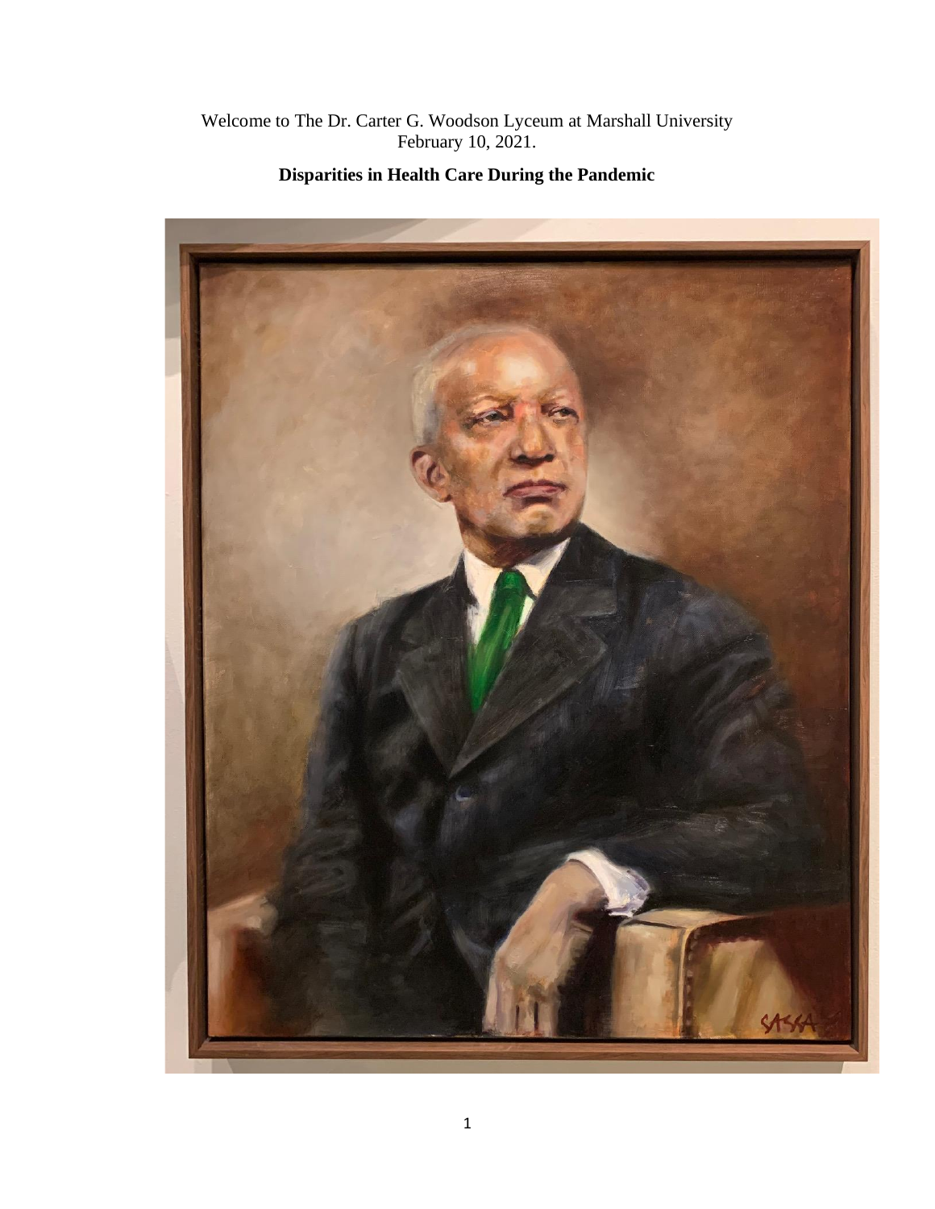Welcome to The Dr. Carter G. Woodson Lyceum at Marshall University
February 10, 2021.

# Disparities in Health Care During the Pandemic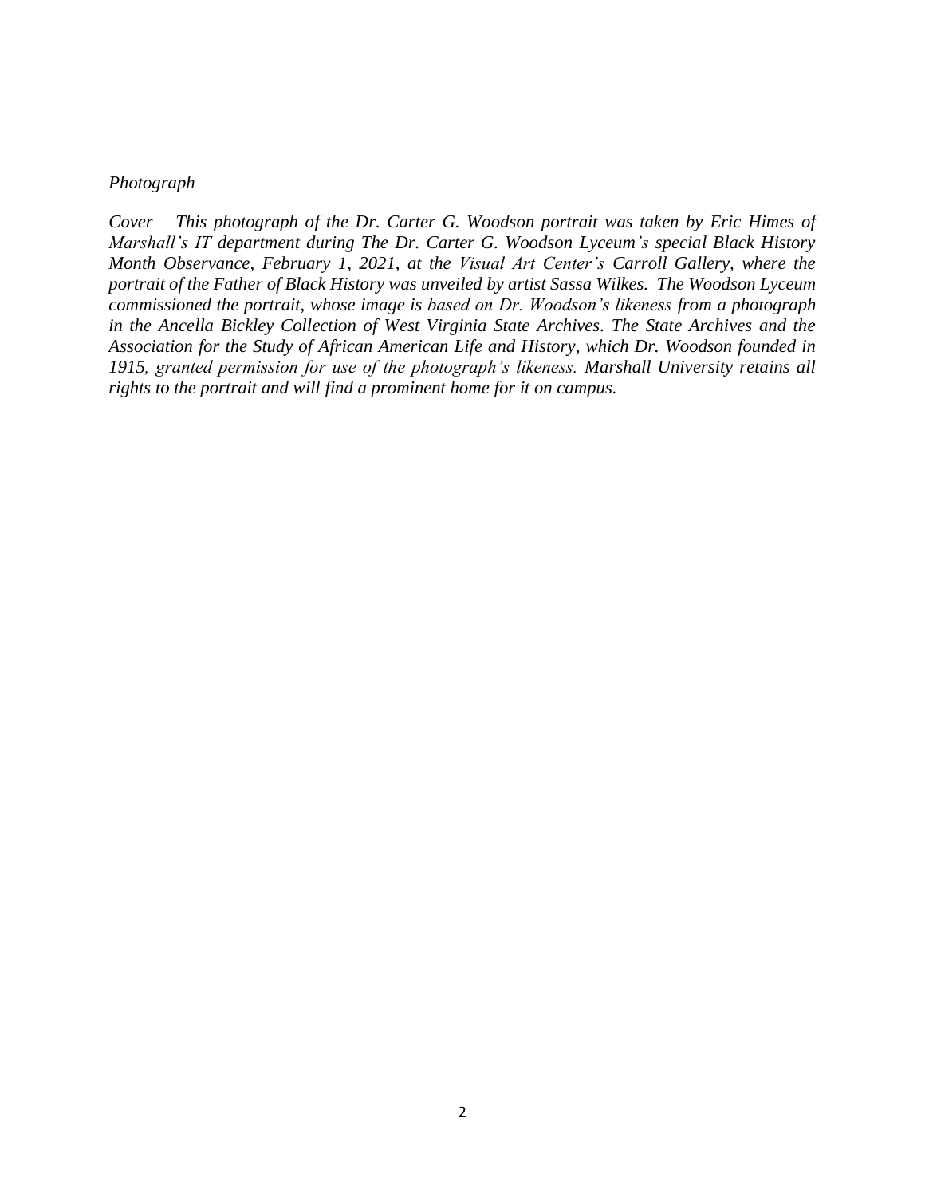*Photograph*

*Cover – This photograph of the Dr. Carter G. Woodson portrait was taken by Eric Himes of Marshall's IT department during The Dr. Carter G. Woodson Lyceum's special Black History Month Observance, February 1, 2021, at the Visual Art Center's Carroll Gallery, where the portrait of the Father of Black History was unveiled by artist Sassa Wilkes. The Woodson Lyceum commissioned the portrait, whose image is based on Dr. Woodson's likeness from a photograph in the Ancella Bickley Collection of West Virginia State Archives. The State Archives and the Association for the Study of African American Life and History, which Dr. Woodson founded in 1915, granted permission for use of the photograph's likeness. Marshall University retains all rights to the portrait and will find a prominent home for it on campus.*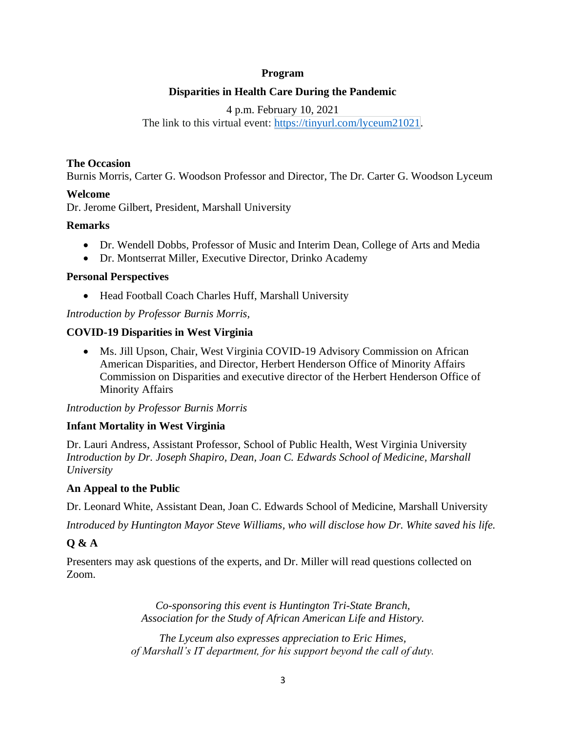**Program**

**Disparities in Health Care During the Pandemic**

4 p.m. February 10, 2021
The link to this virtual event: [https://tinyurl.com/lyceum21021](https://tinyurl.com/lyceum21021).

**The Occasion**
Burnis Morris, Carter G. Woodson Professor and Director, The Dr. Carter G. Woodson Lyceum

**Welcome**
Dr. Jerome Gilbert, President, Marshall University

**Remarks**

- Dr. Wendell Dobbs, Professor of Music and Interim Dean, College of Arts and Media
- Dr. Montserrat Miller, Executive Director, Drinko Academy

**Personal Perspectives**

- Head Football Coach Charles Huff, Marshall University

*Introduction by Professor Burnis Morris,*

**COVID-19 Disparities in West Virginia**

- Ms. Jill Upson, Chair, West Virginia COVID-19 Advisory Commission on African American Disparities, and Director, Herbert Henderson Office of Minority Affairs Commission on Disparities and executive director of the Herbert Henderson Office of Minority Affairs

*Introduction by Professor Burnis Morris*

**Infant Mortality in West Virginia**

Dr. Lauri Andress, Assistant Professor, School of Public Health, West Virginia University
*Introduction by Dr. Joseph Shapiro, Dean, Joan C. Edwards School of Medicine, Marshall University*

**An Appeal to the Public**

Dr. Leonard White, Assistant Dean, Joan C. Edwards School of Medicine, Marshall University

*Introduced by Huntington Mayor Steve Williams, who will disclose how Dr. White saved his life.*

**Q & A**

Presenters may ask questions of the experts, and Dr. Miller will read questions collected on Zoom.

*Co-sponsoring this event is Huntington Tri-State Branch,*
*Association for the Study of African American Life and History.*

*The Lyceum also expresses appreciation to Eric Himes,*
*of Marshall's IT department, for his support beyond the call of duty.*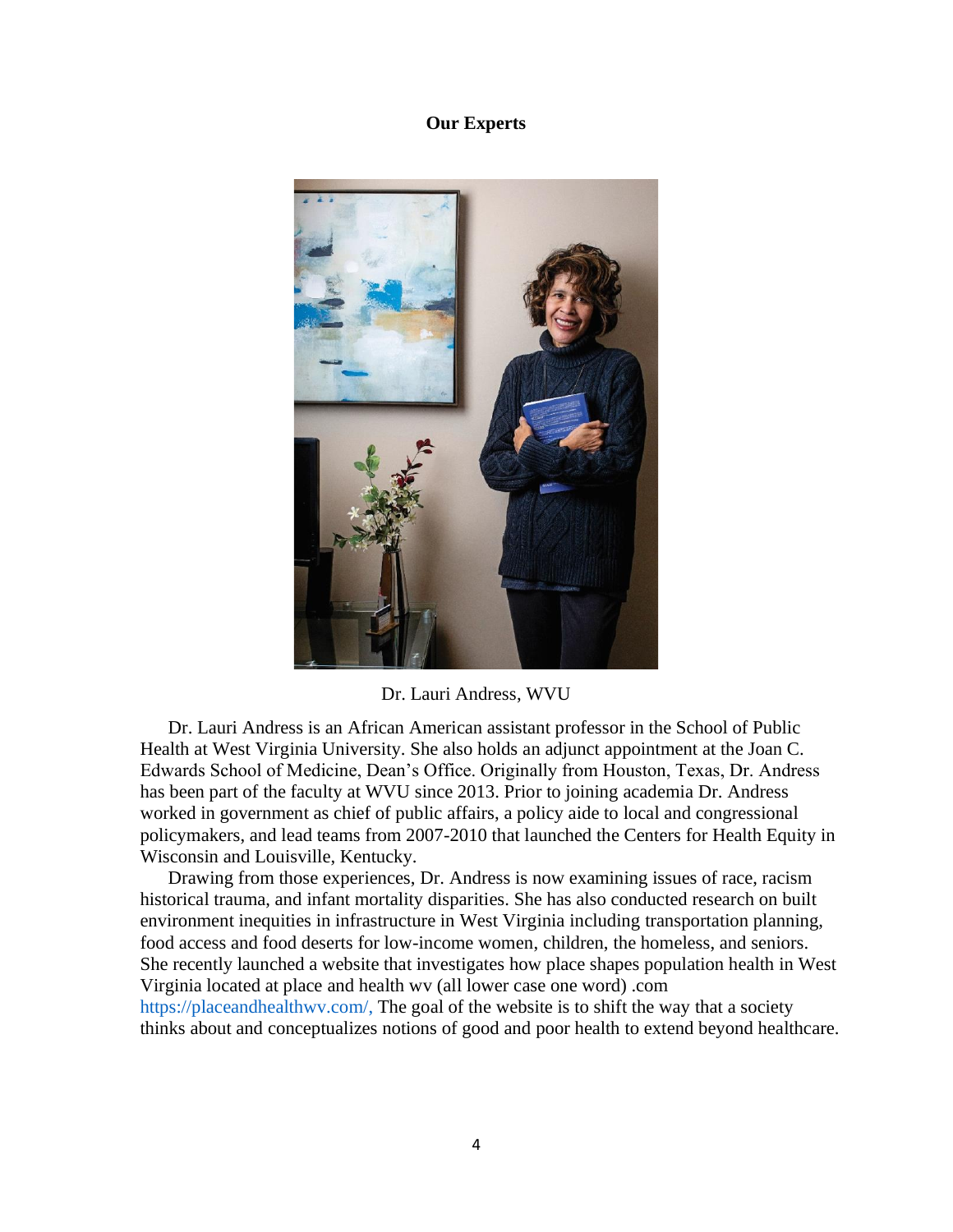## Our Experts

Dr. Lauri Andress, WVU

Dr. Lauri Andress is an African American assistant professor in the School of Public Health at West Virginia University. She also holds an adjunct appointment at the Joan C. Edwards School of Medicine, Dean's Office. Originally from Houston, Texas, Dr. Andress has been part of the faculty at WVU since 2013. Prior to joining academia Dr. Andress worked in government as chief of public affairs, a policy aide to local and congressional policymakers, and lead teams from 2007-2010 that launched the Centers for Health Equity in Wisconsin and Louisville, Kentucky.

Drawing from those experiences, Dr. Andress is now examining issues of race, racism historical trauma, and infant mortality disparities. She has also conducted research on built environment inequities in infrastructure in West Virginia including transportation planning, food access and food deserts for low-income women, children, the homeless, and seniors. She recently launched a website that investigates how place shapes population health in West Virginia located at place and health wv (all lower case one word) .com https://placeandhealthwv.com/, The goal of the website is to shift the way that a society thinks about and conceptualizes notions of good and poor health to extend beyond healthcare.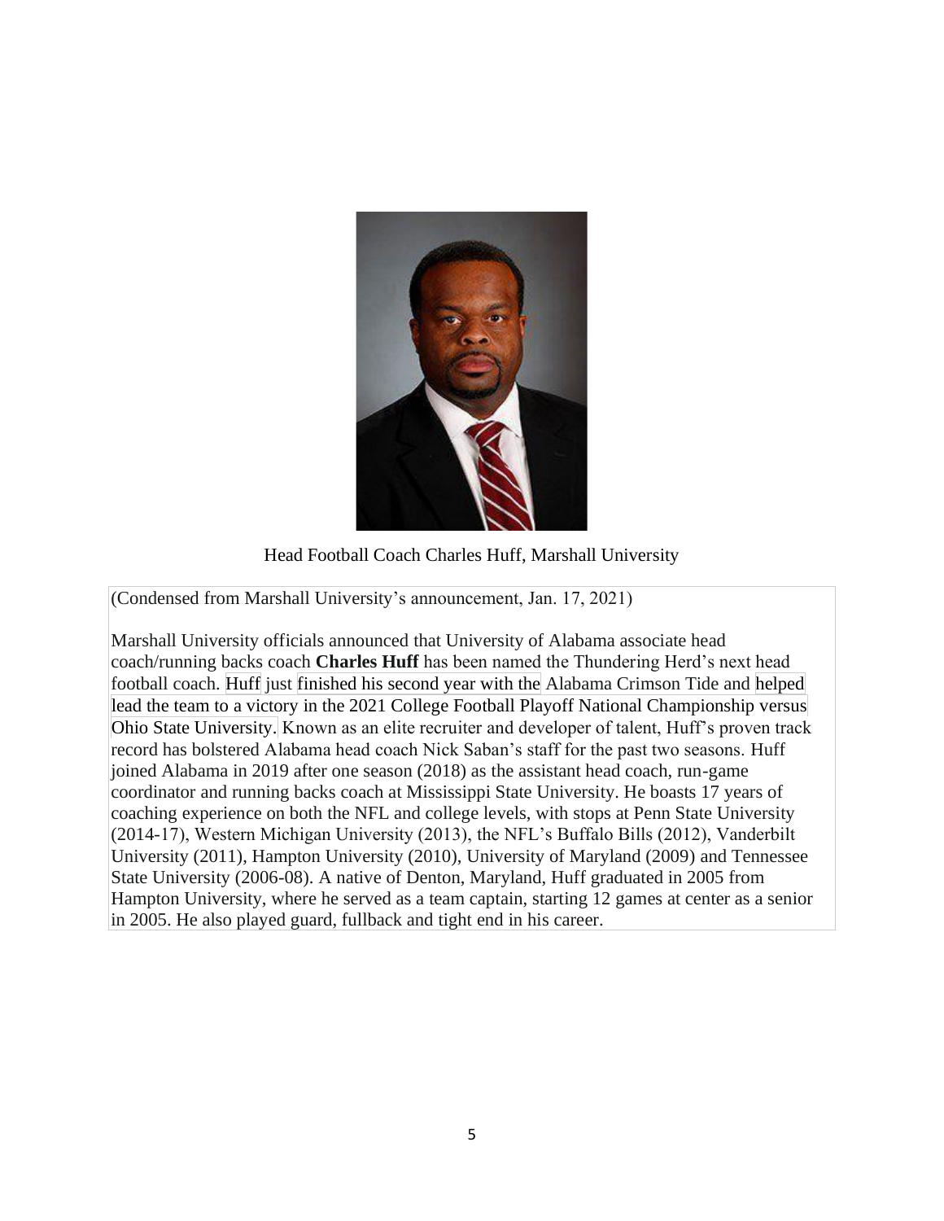Head Football Coach Charles Huff, Marshall University

(Condensed from Marshall University's announcement, Jan. 17, 2021)

Marshall University officials announced that University of Alabama associate head coach/running backs coach **Charles Huff** has been named the Thundering Herd's next head football coach. Huff just finished his second year with the Alabama Crimson Tide and helped lead the team to a victory in the 2021 College Football Playoff National Championship versus Ohio State University. Known as an elite recruiter and developer of talent, Huff's proven track record has bolstered Alabama head coach Nick Saban's staff for the past two seasons. Huff joined Alabama in 2019 after one season (2018) as the assistant head coach, run-game coordinator and running backs coach at Mississippi State University. He boasts 17 years of coaching experience on both the NFL and college levels, with stops at Penn State University (2014-17), Western Michigan University (2013), the NFL's Buffalo Bills (2012), Vanderbilt University (2011), Hampton University (2010), University of Maryland (2009) and Tennessee State University (2006-08). A native of Denton, Maryland, Huff graduated in 2005 from Hampton University, where he served as a team captain, starting 12 games at center as a senior in 2005. He also played guard, fullback and tight end in his career.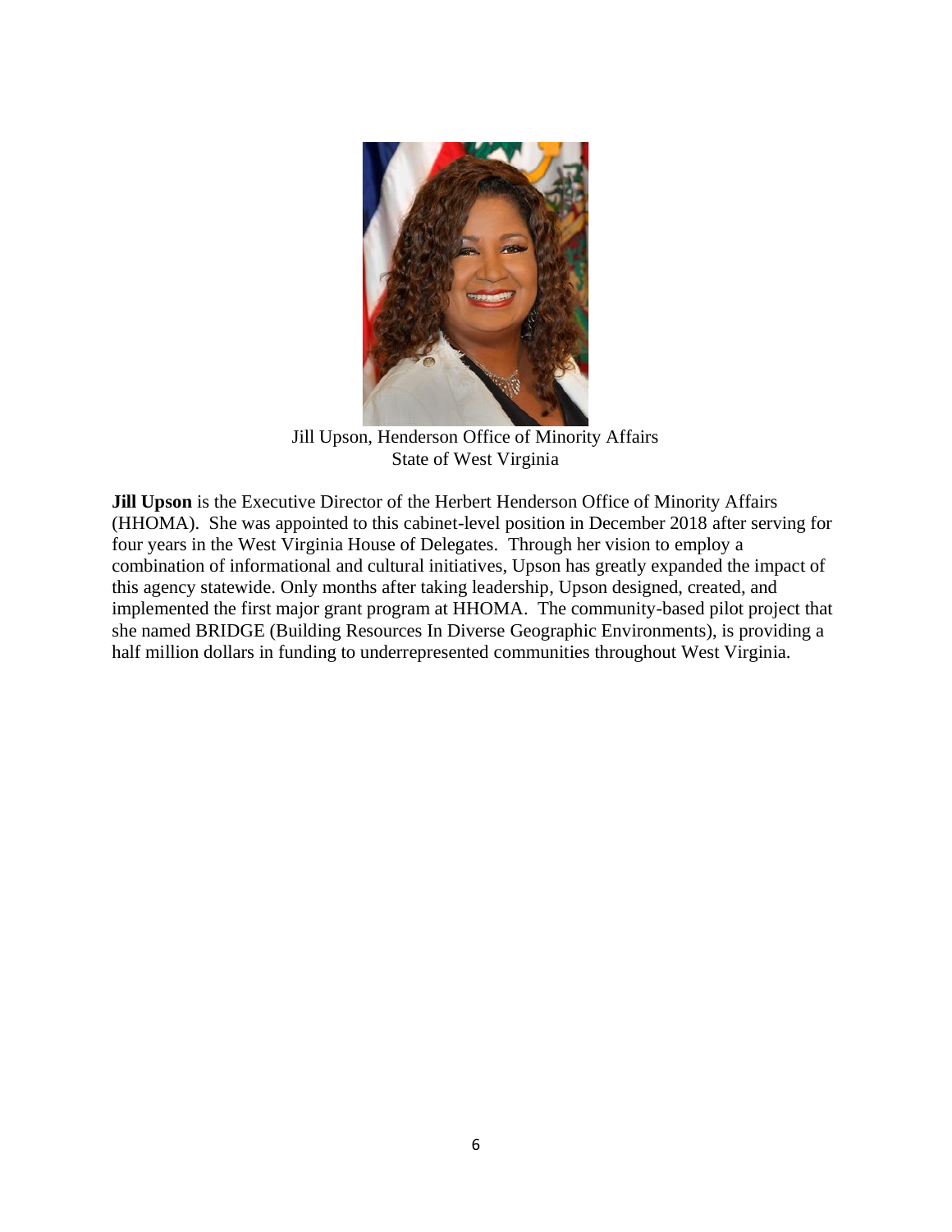Jill Upson, Henderson Office of Minority Affairs
State of West Virginia

**Jill Upson** is the Executive Director of the Herbert Henderson Office of Minority Affairs (HHOMA). She was appointed to this cabinet-level position in December 2018 after serving for four years in the West Virginia House of Delegates. Through her vision to employ a combination of informational and cultural initiatives, Upson has greatly expanded the impact of this agency statewide. Only months after taking leadership, Upson designed, created, and implemented the first major grant program at HHOMA. The community-based pilot project that she named BRIDGE (Building Resources In Diverse Geographic Environments), is providing a half million dollars in funding to underrepresented communities throughout West Virginia.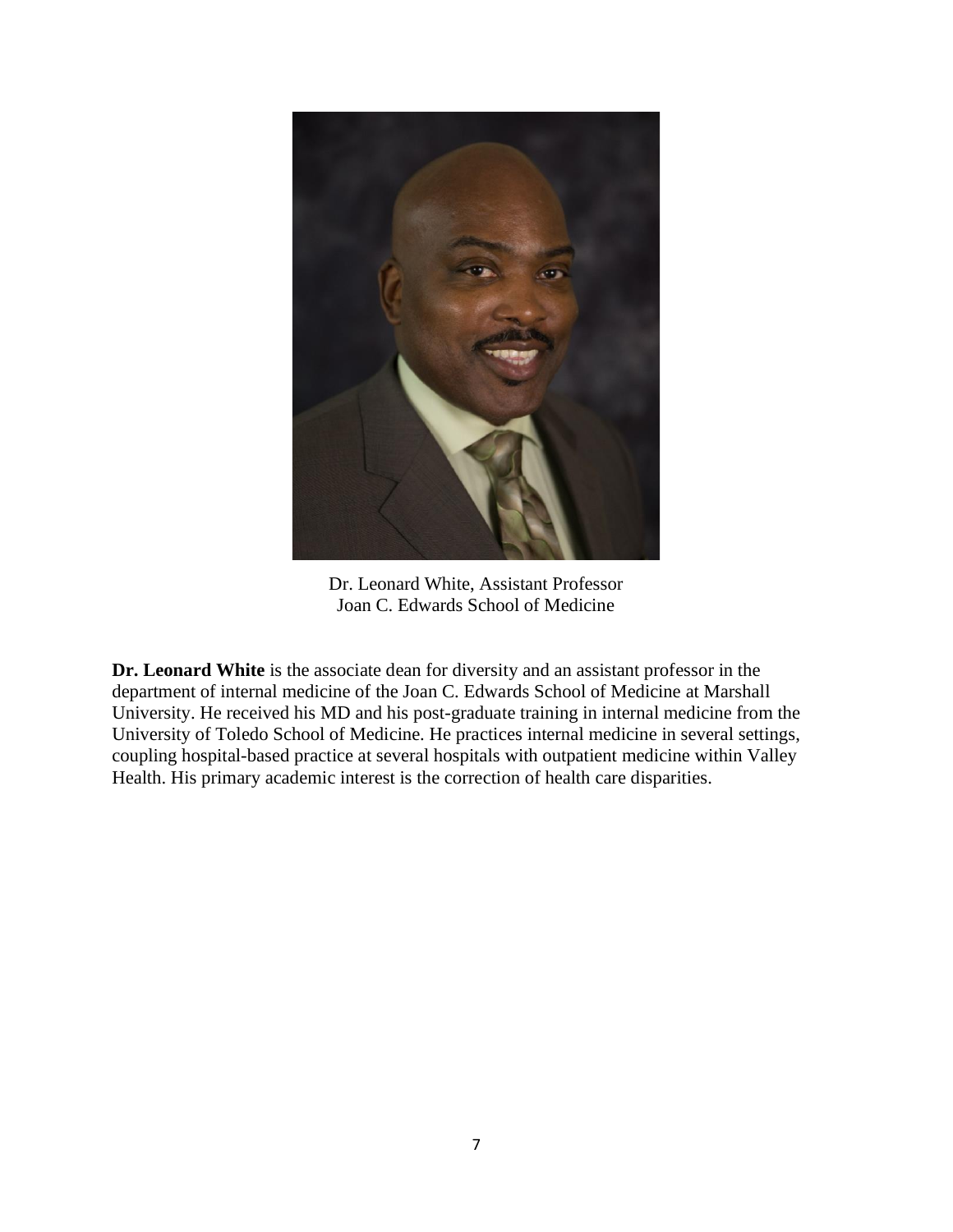Dr. Leonard White, Assistant Professor
Joan C. Edwards School of Medicine

**Dr. Leonard White** is the associate dean for diversity and an assistant professor in the department of internal medicine of the Joan C. Edwards School of Medicine at Marshall University. He received his MD and his post-graduate training in internal medicine from the University of Toledo School of Medicine. He practices internal medicine in several settings, coupling hospital-based practice at several hospitals with outpatient medicine within Valley Health. His primary academic interest is the correction of health care disparities.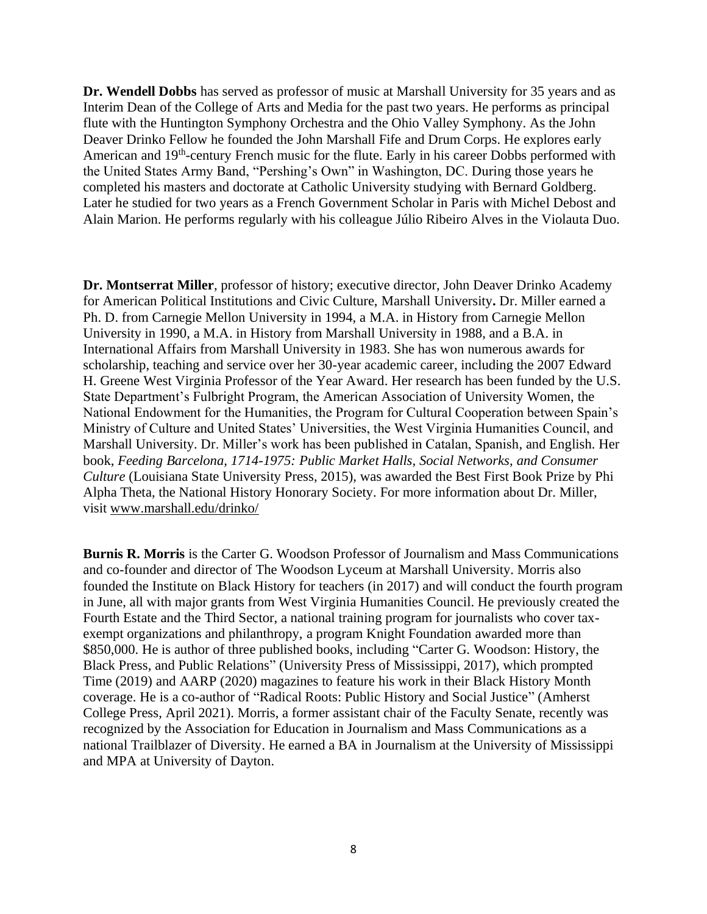**Dr. Wendell Dobbs** has served as professor of music at Marshall University for 35 years and as Interim Dean of the College of Arts and Media for the past two years. He performs as principal flute with the Huntington Symphony Orchestra and the Ohio Valley Symphony. As the John Deaver Drinko Fellow he founded the John Marshall Fife and Drum Corps. He explores early American and 19th-century French music for the flute. Early in his career Dobbs performed with the United States Army Band, "Pershing's Own" in Washington, DC. During those years he completed his masters and doctorate at Catholic University studying with Bernard Goldberg. Later he studied for two years as a French Government Scholar in Paris with Michel Debost and Alain Marion. He performs regularly with his colleague Júlio Ribeiro Alves in the Violauta Duo.

**Dr. Montserrat Miller**, professor of history; executive director, John Deaver Drinko Academy for American Political Institutions and Civic Culture, Marshall University**.** Dr. Miller earned a Ph. D. from Carnegie Mellon University in 1994, a M.A. in History from Carnegie Mellon University in 1990, a M.A. in History from Marshall University in 1988, and a B.A. in International Affairs from Marshall University in 1983. She has won numerous awards for scholarship, teaching and service over her 30-year academic career, including the 2007 Edward H. Greene West Virginia Professor of the Year Award. Her research has been funded by the U.S. State Department's Fulbright Program, the American Association of University Women, the National Endowment for the Humanities, the Program for Cultural Cooperation between Spain's Ministry of Culture and United States' Universities, the West Virginia Humanities Council, and Marshall University. Dr. Miller's work has been published in Catalan, Spanish, and English. Her book, *Feeding Barcelona, 1714-1975: Public Market Halls, Social Networks, and Consumer Culture* (Louisiana State University Press, 2015), was awarded the Best First Book Prize by Phi Alpha Theta, the National History Honorary Society. For more information about Dr. Miller, visit www.marshall.edu/drinko/

**Burnis R. Morris** is the Carter G. Woodson Professor of Journalism and Mass Communications and co-founder and director of The Woodson Lyceum at Marshall University. Morris also founded the Institute on Black History for teachers (in 2017) and will conduct the fourth program in June, all with major grants from West Virginia Humanities Council. He previously created the Fourth Estate and the Third Sector, a national training program for journalists who cover tax-exempt organizations and philanthropy, a program Knight Foundation awarded more than $850,000. He is author of three published books, including "Carter G. Woodson: History, the Black Press, and Public Relations" (University Press of Mississippi, 2017), which prompted Time (2019) and AARP (2020) magazines to feature his work in their Black History Month coverage. He is a co-author of "Radical Roots: Public History and Social Justice" (Amherst College Press, April 2021). Morris, a former assistant chair of the Faculty Senate, recently was recognized by the Association for Education in Journalism and Mass Communications as a national Trailblazer of Diversity. He earned a BA in Journalism at the University of Mississippi and MPA at University of Dayton.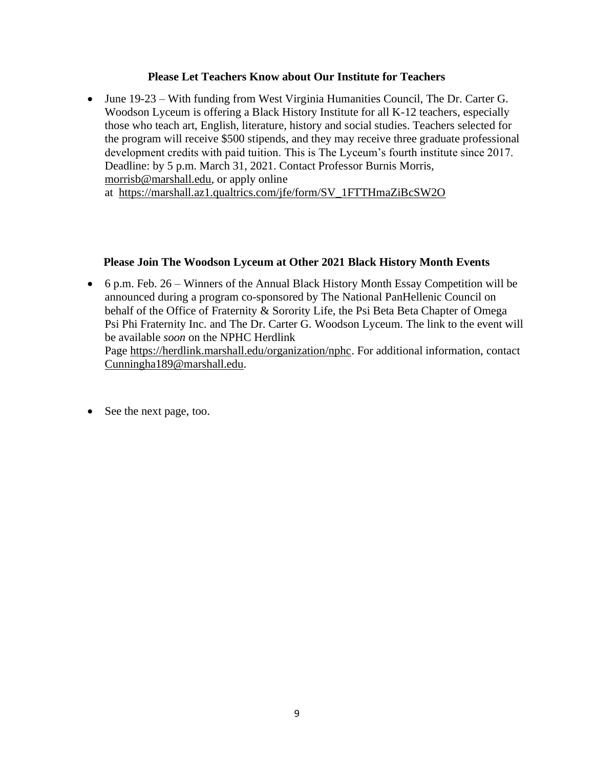### Please Let Teachers Know about Our Institute for Teachers

- June 19-23 – With funding from West Virginia Humanities Council, The Dr. Carter G. Woodson Lyceum is offering a Black History Institute for all K-12 teachers, especially those who teach art, English, literature, history and social studies. Teachers selected for the program will receive $500 stipends, and they may receive three graduate professional development credits with paid tuition. This is The Lyceum's fourth institute since 2017. Deadline: by 5 p.m. March 31, 2021. Contact Professor Burnis Morris, morrisb@marshall.edu, or apply online at https://marshall.az1.qualtrics.com/jfe/form/SV_1FTTHmaZiBcSW2O

### Please Join The Woodson Lyceum at Other 2021 Black History Month Events

- 6 p.m. Feb. 26 – Winners of the Annual Black History Month Essay Competition will be announced during a program co-sponsored by The National PanHellenic Council on behalf of the Office of Fraternity & Sorority Life, the Psi Beta Beta Chapter of Omega Psi Phi Fraternity Inc. and The Dr. Carter G. Woodson Lyceum. The link to the event will be available *soon* on the NPHC Herdlink Page https://herdlink.marshall.edu/organization/nphc. For additional information, contact Cunningha189@marshall.edu.

- See the next page, too.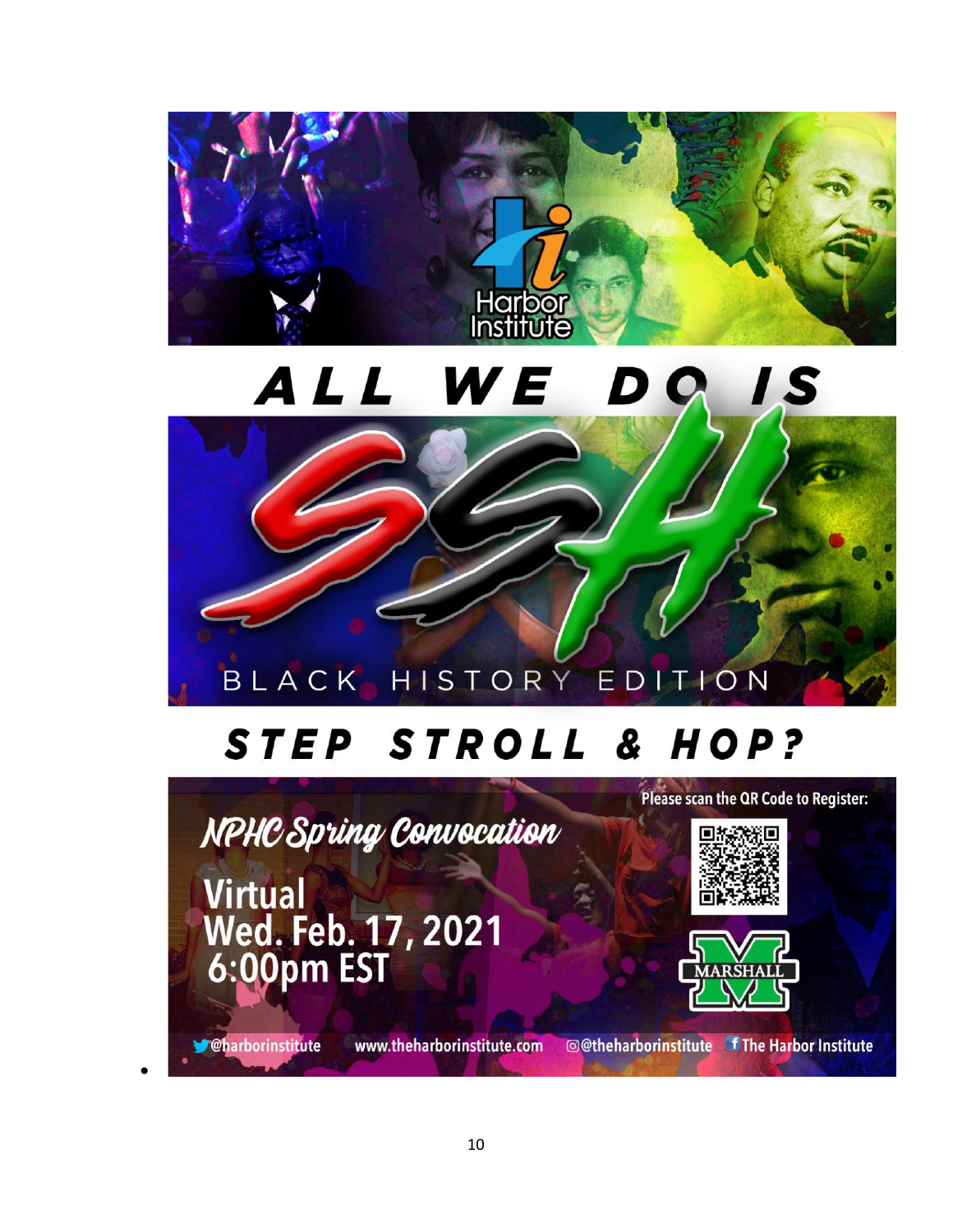Harbor Institute

# ALL WE DO IS SSH

BLACK HISTORY EDITION

## STEP STROLL & HOP?

*NPHC Spring Convocation*

**Virtual**
**Wed. Feb. 17, 2021**
**6:00pm EST**

Please scan the QR Code to Register:

MARSHALL

@harborinstitute www.theharborinstitute.com @theharborinstitute The Harbor Institute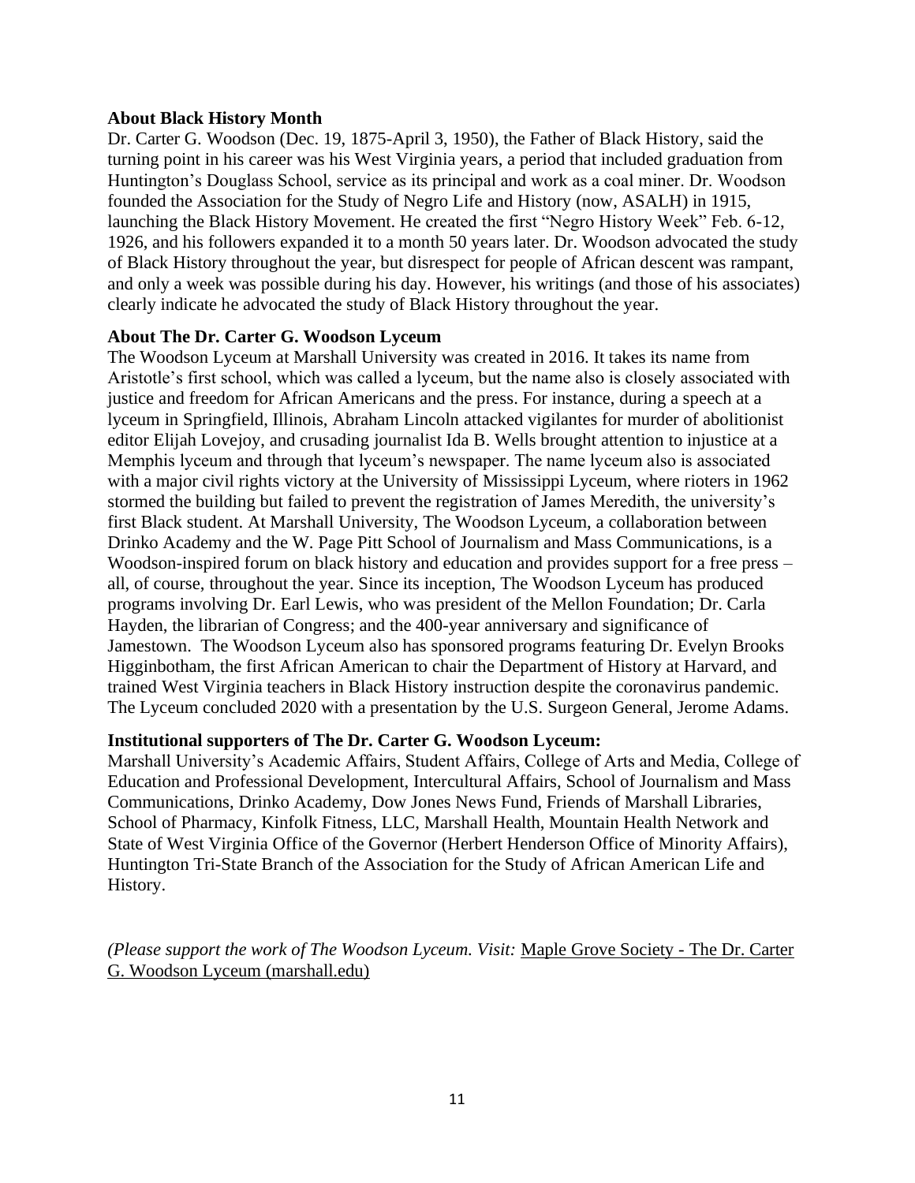**About Black History Month**

Dr. Carter G. Woodson (Dec. 19, 1875-April 3, 1950), the Father of Black History, said the turning point in his career was his West Virginia years, a period that included graduation from Huntington's Douglass School, service as its principal and work as a coal miner. Dr. Woodson founded the Association for the Study of Negro Life and History (now, ASALH) in 1915, launching the Black History Movement. He created the first "Negro History Week" Feb. 6-12, 1926, and his followers expanded it to a month 50 years later. Dr. Woodson advocated the study of Black History throughout the year, but disrespect for people of African descent was rampant, and only a week was possible during his day. However, his writings (and those of his associates) clearly indicate he advocated the study of Black History throughout the year.

**About The Dr. Carter G. Woodson Lyceum**

The Woodson Lyceum at Marshall University was created in 2016. It takes its name from Aristotle's first school, which was called a lyceum, but the name also is closely associated with justice and freedom for African Americans and the press. For instance, during a speech at a lyceum in Springfield, Illinois, Abraham Lincoln attacked vigilantes for murder of abolitionist editor Elijah Lovejoy, and crusading journalist Ida B. Wells brought attention to injustice at a Memphis lyceum and through that lyceum's newspaper. The name lyceum also is associated with a major civil rights victory at the University of Mississippi Lyceum, where rioters in 1962 stormed the building but failed to prevent the registration of James Meredith, the university's first Black student. At Marshall University, The Woodson Lyceum, a collaboration between Drinko Academy and the W. Page Pitt School of Journalism and Mass Communications, is a Woodson-inspired forum on black history and education and provides support for a free press – all, of course, throughout the year. Since its inception, The Woodson Lyceum has produced programs involving Dr. Earl Lewis, who was president of the Mellon Foundation; Dr. Carla Hayden, the librarian of Congress; and the 400-year anniversary and significance of Jamestown. The Woodson Lyceum also has sponsored programs featuring Dr. Evelyn Brooks Higginbotham, the first African American to chair the Department of History at Harvard, and trained West Virginia teachers in Black History instruction despite the coronavirus pandemic. The Lyceum concluded 2020 with a presentation by the U.S. Surgeon General, Jerome Adams.

**Institutional supporters of The Dr. Carter G. Woodson Lyceum:**

Marshall University's Academic Affairs, Student Affairs, College of Arts and Media, College of Education and Professional Development, Intercultural Affairs, School of Journalism and Mass Communications, Drinko Academy, Dow Jones News Fund, Friends of Marshall Libraries, School of Pharmacy, Kinfolk Fitness, LLC, Marshall Health, Mountain Health Network and State of West Virginia Office of the Governor (Herbert Henderson Office of Minority Affairs), Huntington Tri-State Branch of the Association for the Study of African American Life and History.

*(Please support the work of The Woodson Lyceum. Visit:* Maple Grove Society - The Dr. Carter G. Woodson Lyceum (marshall.edu)